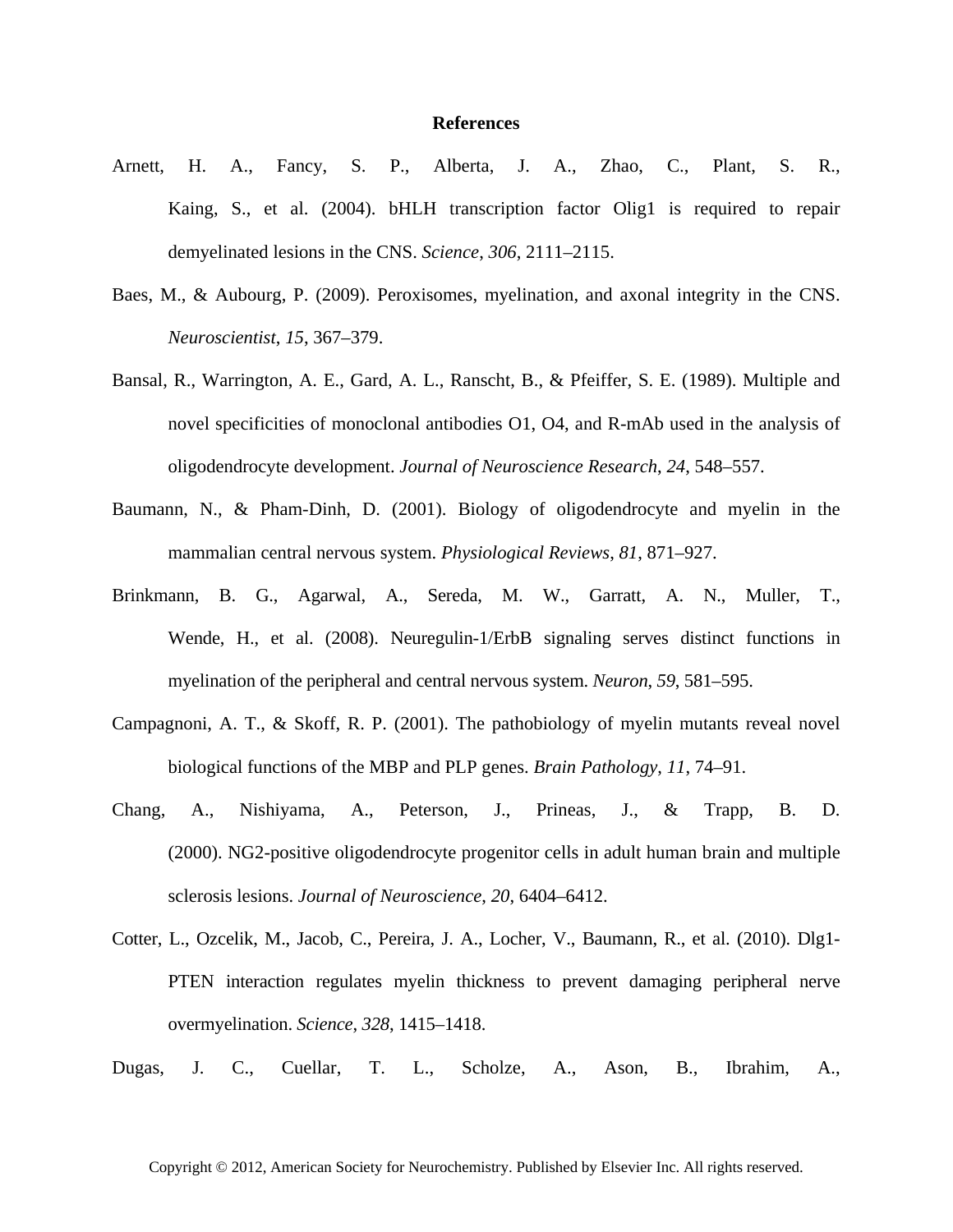# References

Arnett, H. A., Fancy, S. P., Alberta, J. A., Zhao, C., Plant, S. R., Kaing, S., et al. (2004). bHLH transcription factor Olig1 is required to repair demyelinated lesions in the CNS. *Science*, *306*, 2111–2115.

Baes, M., & Aubourg, P. (2009). Peroxisomes, myelination, and axonal integrity in the CNS. *Neuroscientist*, *15*, 367–379.

Bansal, R., Warrington, A. E., Gard, A. L., Ranscht, B., & Pfeiffer, S. E. (1989). Multiple and novel specificities of monoclonal antibodies O1, O4, and R-mAb used in the analysis of oligodendrocyte development. *Journal of Neuroscience Research*, *24*, 548–557.

Baumann, N., & Pham-Dinh, D. (2001). Biology of oligodendrocyte and myelin in the mammalian central nervous system. *Physiological Reviews*, *81*, 871–927.

Brinkmann, B. G., Agarwal, A., Sereda, M. W., Garratt, A. N., Muller, T., Wende, H., et al. (2008). Neuregulin-1/ErbB signaling serves distinct functions in myelination of the peripheral and central nervous system. *Neuron*, *59*, 581–595.

Campagnoni, A. T., & Skoff, R. P. (2001). The pathobiology of myelin mutants reveal novel biological functions of the MBP and PLP genes. *Brain Pathology*, *11*, 74–91.

Chang, A., Nishiyama, A., Peterson, J., Prineas, J., & Trapp, B. D. (2000). NG2-positive oligodendrocyte progenitor cells in adult human brain and multiple sclerosis lesions. *Journal of Neuroscience*, *20*, 6404–6412.

Cotter, L., Ozcelik, M., Jacob, C., Pereira, J. A., Locher, V., Baumann, R., et al. (2010). Dlg1-PTEN interaction regulates myelin thickness to prevent damaging peripheral nerve overmyelination. *Science*, *328*, 1415–1418.

Dugas, J. C., Cuellar, T. L., Scholze, A., Ason, B., Ibrahim, A.,

Copyright © 2012, American Society for Neurochemistry. Published by Elsevier Inc. All rights reserved.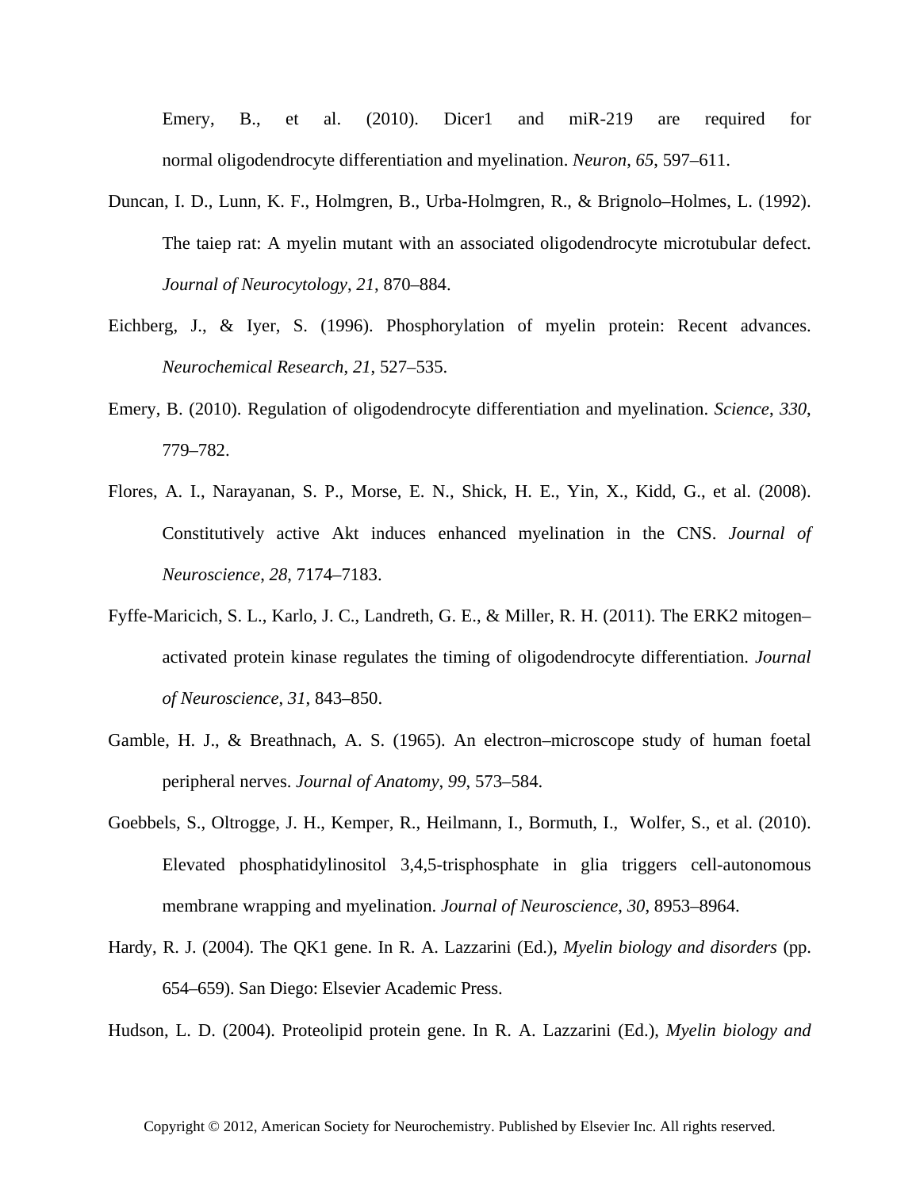Emery, B., et al. (2010). Dicer1 and miR-219 are required for normal oligodendrocyte differentiation and myelination. *Neuron*, *65*, 597–611.

Duncan, I. D., Lunn, K. F., Holmgren, B., Urba-Holmgren, R., & Brignolo–Holmes, L. (1992). The taiep rat: A myelin mutant with an associated oligodendrocyte microtubular defect. *Journal of Neurocytology*, *21*, 870–884.

Eichberg, J., & Iyer, S. (1996). Phosphorylation of myelin protein: Recent advances. *Neurochemical Research*, *21*, 527–535.

Emery, B. (2010). Regulation of oligodendrocyte differentiation and myelination. *Science*, *330*, 779–782.

Flores, A. I., Narayanan, S. P., Morse, E. N., Shick, H. E., Yin, X., Kidd, G., et al. (2008). Constitutively active Akt induces enhanced myelination in the CNS. *Journal of Neuroscience*, *28*, 7174–7183.

Fyffe-Maricich, S. L., Karlo, J. C., Landreth, G. E., & Miller, R. H. (2011). The ERK2 mitogen–activated protein kinase regulates the timing of oligodendrocyte differentiation. *Journal of Neuroscience*, *31*, 843–850.

Gamble, H. J., & Breathnach, A. S. (1965). An electron–microscope study of human foetal peripheral nerves. *Journal of Anatomy*, *99*, 573–584.

Goebbels, S., Oltrogge, J. H., Kemper, R., Heilmann, I., Bormuth, I., Wolfer, S., et al. (2010). Elevated phosphatidylinositol 3,4,5-trisphosphate in glia triggers cell-autonomous membrane wrapping and myelination. *Journal of Neuroscience*, *30*, 8953–8964.

Hardy, R. J. (2004). The QK1 gene. In R. A. Lazzarini (Ed.), *Myelin biology and disorders* (pp. 654–659). San Diego: Elsevier Academic Press.

Hudson, L. D. (2004). Proteolipid protein gene. In R. A. Lazzarini (Ed.), *Myelin biology and*

Copyright © 2012, American Society for Neurochemistry. Published by Elsevier Inc. All rights reserved.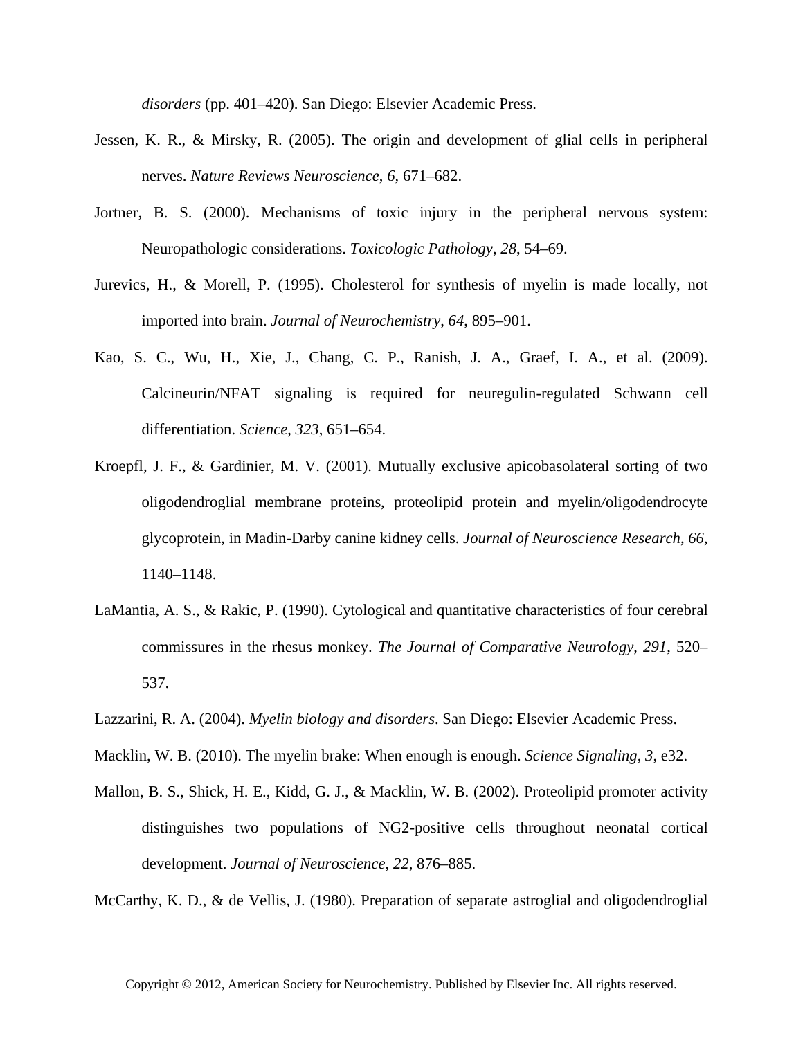*disorders* (pp. 401–420). San Diego: Elsevier Academic Press.

Jessen, K. R., & Mirsky, R. (2005). The origin and development of glial cells in peripheral nerves. *Nature Reviews Neuroscience*, *6*, 671–682.

Jortner, B. S. (2000). Mechanisms of toxic injury in the peripheral nervous system: Neuropathologic considerations. *Toxicologic Pathology*, *28*, 54–69.

Jurevics, H., & Morell, P. (1995). Cholesterol for synthesis of myelin is made locally, not imported into brain. *Journal of Neurochemistry*, *64*, 895–901.

Kao, S. C., Wu, H., Xie, J., Chang, C. P., Ranish, J. A., Graef, I. A., et al. (2009). Calcineurin/NFAT signaling is required for neuregulin-regulated Schwann cell differentiation. *Science*, *323*, 651–654.

Kroepfl, J. F., & Gardinier, M. V. (2001). Mutually exclusive apicobasolateral sorting of two oligodendroglial membrane proteins, proteolipid protein and myelin/oligodendrocyte glycoprotein, in Madin-Darby canine kidney cells. *Journal of Neuroscience Research*, *66*, 1140–1148.

LaMantia, A. S., & Rakic, P. (1990). Cytological and quantitative characteristics of four cerebral commissures in the rhesus monkey. *The Journal of Comparative Neurology*, *291*, 520–537.

Lazzarini, R. A. (2004). *Myelin biology and disorders*. San Diego: Elsevier Academic Press.

Macklin, W. B. (2010). The myelin brake: When enough is enough. *Science Signaling*, *3*, e32.

Mallon, B. S., Shick, H. E., Kidd, G. J., & Macklin, W. B. (2002). Proteolipid promoter activity distinguishes two populations of NG2-positive cells throughout neonatal cortical development. *Journal of Neuroscience*, *22*, 876–885.

McCarthy, K. D., & de Vellis, J. (1980). Preparation of separate astroglial and oligodendroglial

Copyright © 2012, American Society for Neurochemistry. Published by Elsevier Inc. All rights reserved.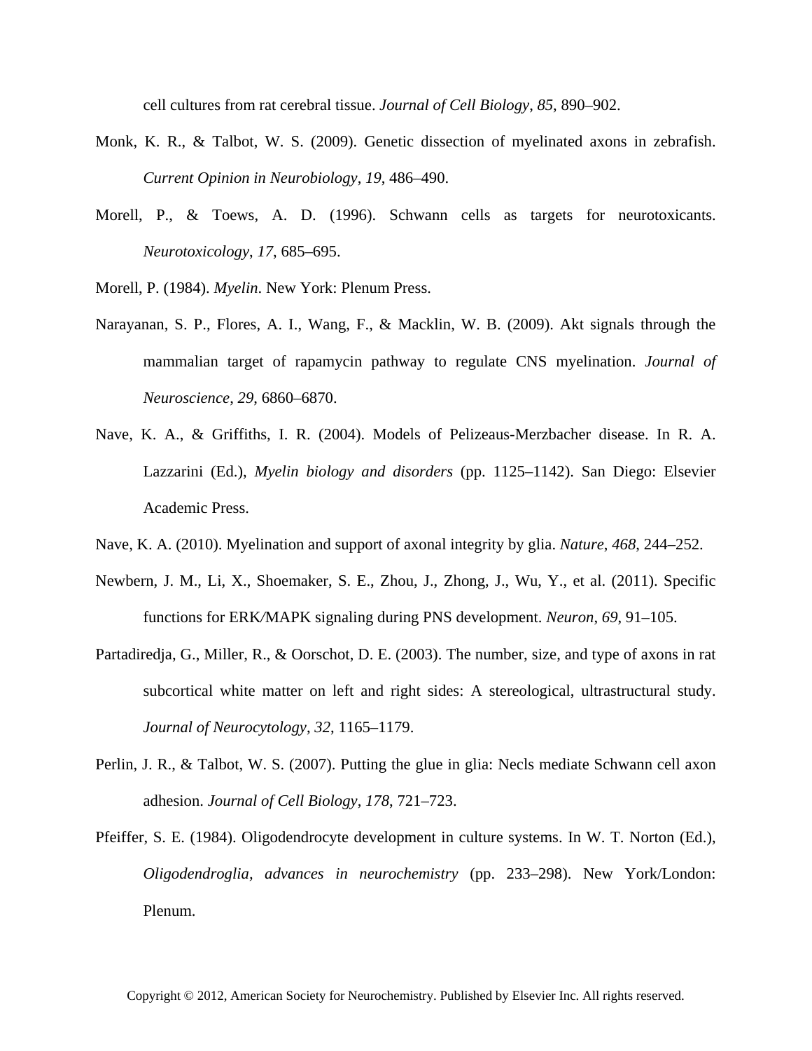cell cultures from rat cerebral tissue. *Journal of Cell Biology*, *85*, 890–902.

Monk, K. R., & Talbot, W. S. (2009). Genetic dissection of myelinated axons in zebrafish. *Current Opinion in Neurobiology*, *19*, 486–490.

Morell, P., & Toews, A. D. (1996). Schwann cells as targets for neurotoxicants. *Neurotoxicology*, *17*, 685–695.

Morell, P. (1984). *Myelin*. New York: Plenum Press.

Narayanan, S. P., Flores, A. I., Wang, F., & Macklin, W. B. (2009). Akt signals through the mammalian target of rapamycin pathway to regulate CNS myelination. *Journal of Neuroscience*, *29*, 6860–6870.

Nave, K. A., & Griffiths, I. R. (2004). Models of Pelizeaus-Merzbacher disease. In R. A. Lazzarini (Ed.), *Myelin biology and disorders* (pp. 1125–1142). San Diego: Elsevier Academic Press.

Nave, K. A. (2010). Myelination and support of axonal integrity by glia. *Nature*, *468*, 244–252.

Newbern, J. M., Li, X., Shoemaker, S. E., Zhou, J., Zhong, J., Wu, Y., et al. (2011). Specific functions for ERK/MAPK signaling during PNS development. *Neuron*, *69*, 91–105.

Partadiredja, G., Miller, R., & Oorschot, D. E. (2003). The number, size, and type of axons in rat subcortical white matter on left and right sides: A stereological, ultrastructural study. *Journal of Neurocytology*, *32*, 1165–1179.

Perlin, J. R., & Talbot, W. S. (2007). Putting the glue in glia: Necls mediate Schwann cell axon adhesion. *Journal of Cell Biology*, *178*, 721–723.

Pfeiffer, S. E. (1984). Oligodendrocyte development in culture systems. In W. T. Norton (Ed.), *Oligodendroglia, advances in neurochemistry* (pp. 233–298). New York/London: Plenum.

Copyright © 2012, American Society for Neurochemistry. Published by Elsevier Inc. All rights reserved.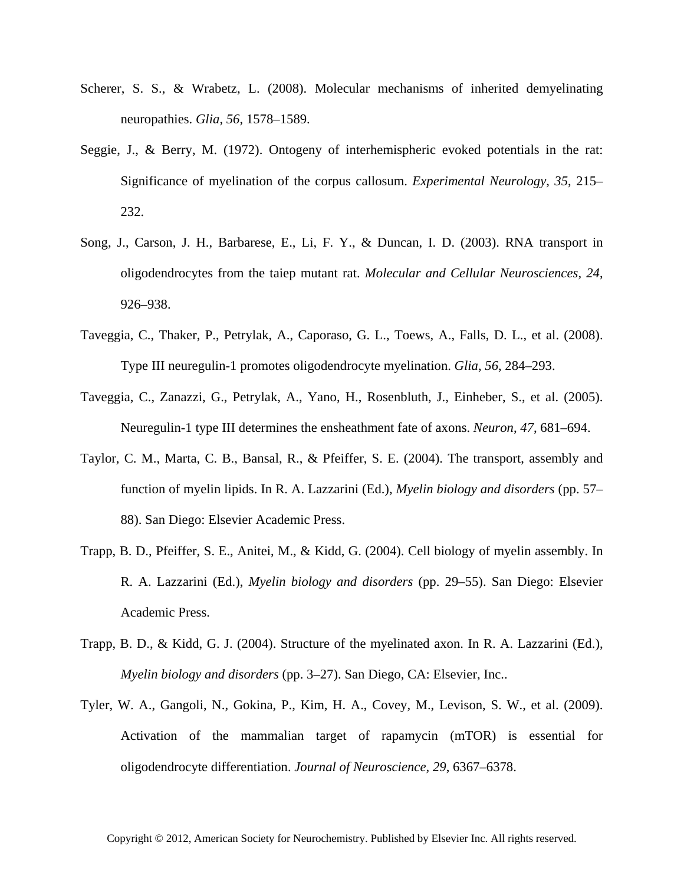Scherer, S. S., & Wrabetz, L. (2008). Molecular mechanisms of inherited demyelinating neuropathies. *Glia*, *56*, 1578–1589.

Seggie, J., & Berry, M. (1972). Ontogeny of interhemispheric evoked potentials in the rat: Significance of myelination of the corpus callosum. *Experimental Neurology*, *35*, 215–232.

Song, J., Carson, J. H., Barbarese, E., Li, F. Y., & Duncan, I. D. (2003). RNA transport in oligodendrocytes from the taiep mutant rat. *Molecular and Cellular Neurosciences*, *24*, 926–938.

Taveggia, C., Thaker, P., Petrylak, A., Caporaso, G. L., Toews, A., Falls, D. L., et al. (2008). Type III neuregulin-1 promotes oligodendrocyte myelination. *Glia*, *56*, 284–293.

Taveggia, C., Zanazzi, G., Petrylak, A., Yano, H., Rosenbluth, J., Einheber, S., et al. (2005). Neuregulin-1 type III determines the ensheathment fate of axons. *Neuron*, *47*, 681–694.

Taylor, C. M., Marta, C. B., Bansal, R., & Pfeiffer, S. E. (2004). The transport, assembly and function of myelin lipids. In R. A. Lazzarini (Ed.), *Myelin biology and disorders* (pp. 57–88). San Diego: Elsevier Academic Press.

Trapp, B. D., Pfeiffer, S. E., Anitei, M., & Kidd, G. (2004). Cell biology of myelin assembly. In R. A. Lazzarini (Ed.), *Myelin biology and disorders* (pp. 29–55). San Diego: Elsevier Academic Press.

Trapp, B. D., & Kidd, G. J. (2004). Structure of the myelinated axon. In R. A. Lazzarini (Ed.), *Myelin biology and disorders* (pp. 3–27). San Diego, CA: Elsevier, Inc..

Tyler, W. A., Gangoli, N., Gokina, P., Kim, H. A., Covey, M., Levison, S. W., et al. (2009). Activation of the mammalian target of rapamycin (mTOR) is essential for oligodendrocyte differentiation. *Journal of Neuroscience*, *29*, 6367–6378.

Copyright © 2012, American Society for Neurochemistry. Published by Elsevier Inc. All rights reserved.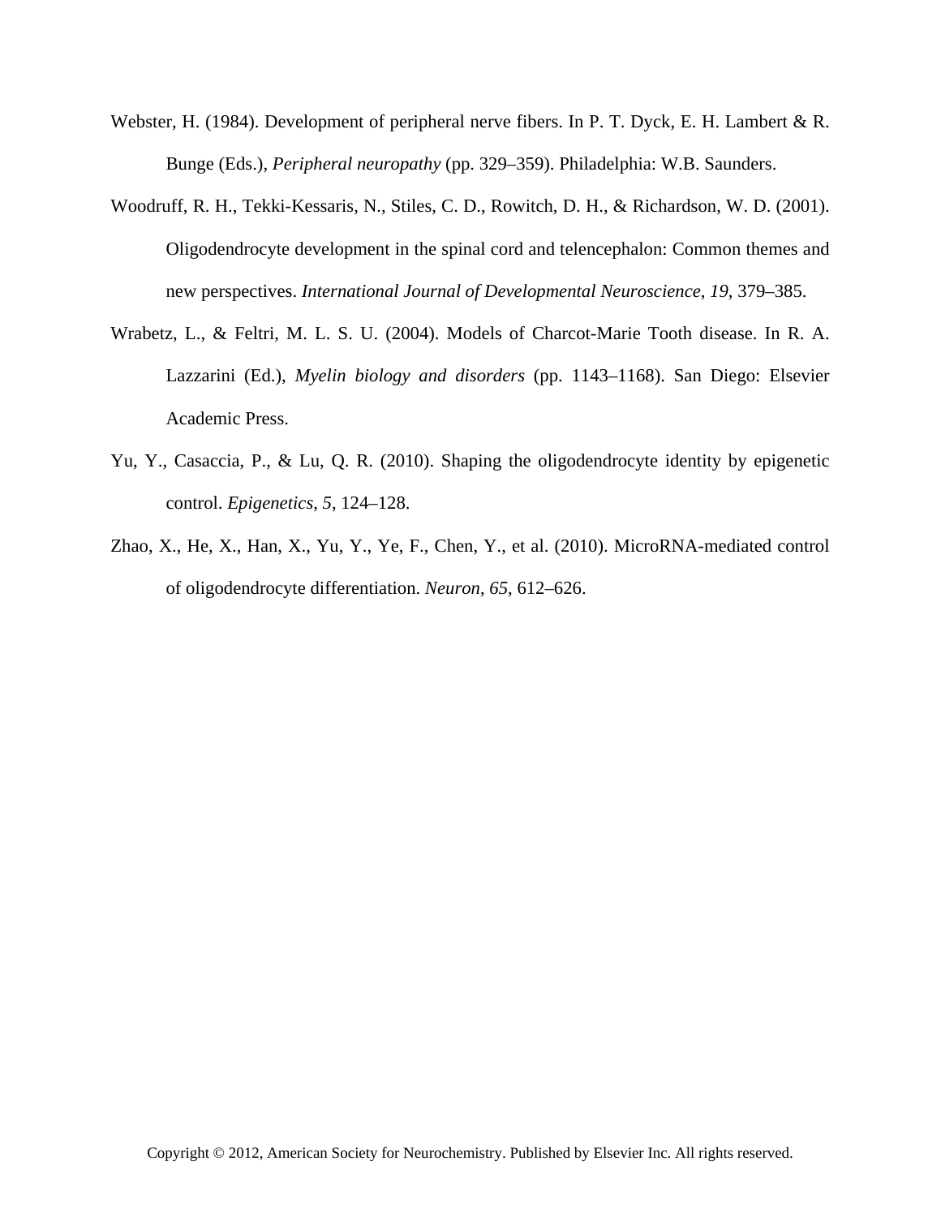Webster, H. (1984). Development of peripheral nerve fibers. In P. T. Dyck, E. H. Lambert & R. Bunge (Eds.), *Peripheral neuropathy* (pp. 329–359). Philadelphia: W.B. Saunders.

Woodruff, R. H., Tekki-Kessaris, N., Stiles, C. D., Rowitch, D. H., & Richardson, W. D. (2001). Oligodendrocyte development in the spinal cord and telencephalon: Common themes and new perspectives. *International Journal of Developmental Neuroscience*, *19*, 379–385.

Wrabetz, L., & Feltri, M. L. S. U. (2004). Models of Charcot-Marie Tooth disease. In R. A. Lazzarini (Ed.), *Myelin biology and disorders* (pp. 1143–1168). San Diego: Elsevier Academic Press.

Yu, Y., Casaccia, P., & Lu, Q. R. (2010). Shaping the oligodendrocyte identity by epigenetic control. *Epigenetics*, *5*, 124–128.

Zhao, X., He, X., Han, X., Yu, Y., Ye, F., Chen, Y., et al. (2010). MicroRNA-mediated control of oligodendrocyte differentiation. *Neuron*, *65*, 612–626.

Copyright © 2012, American Society for Neurochemistry. Published by Elsevier Inc. All rights reserved.